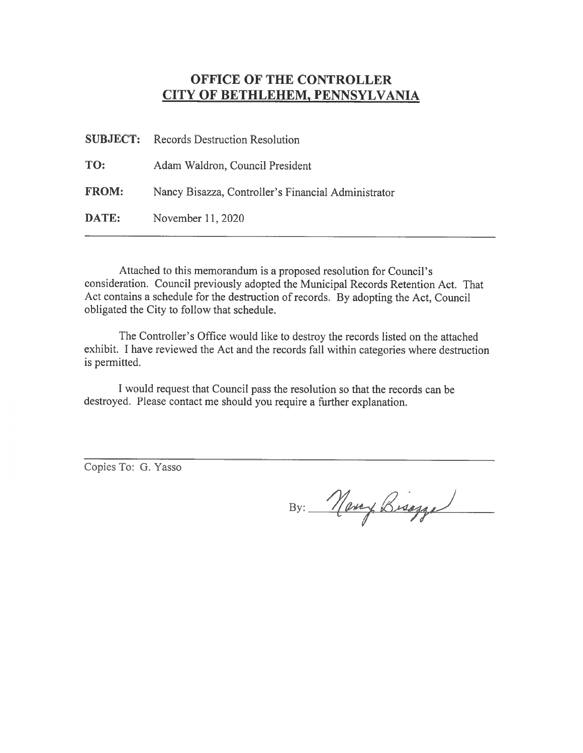# OFFICE OF THE CONTROLLER
## CITY OF BETHLEHEM, PENNSYLVANIA

**SUBJECT:** Records Destruction Resolution

**TO:** Adam Waldron, Council President

**FROM:** Nancy Bisazza, Controller's Financial Administrator

**DATE:** November 11, 2020

---

Attached to this memorandum is a proposed resolution for Council's consideration. Council previously adopted the Municipal Records Retention Act. That Act contains a schedule for the destruction of records. By adopting the Act, Council obligated the City to follow that schedule.

The Controller's Office would like to destroy the records listed on the attached exhibit. I have reviewed the Act and the records fall within categories where destruction is permitted.

I would request that Council pass the resolution so that the records can be destroyed. Please contact me should you require a further explanation.

---

Copies To: G. Yasso

By: Nancy Bisazza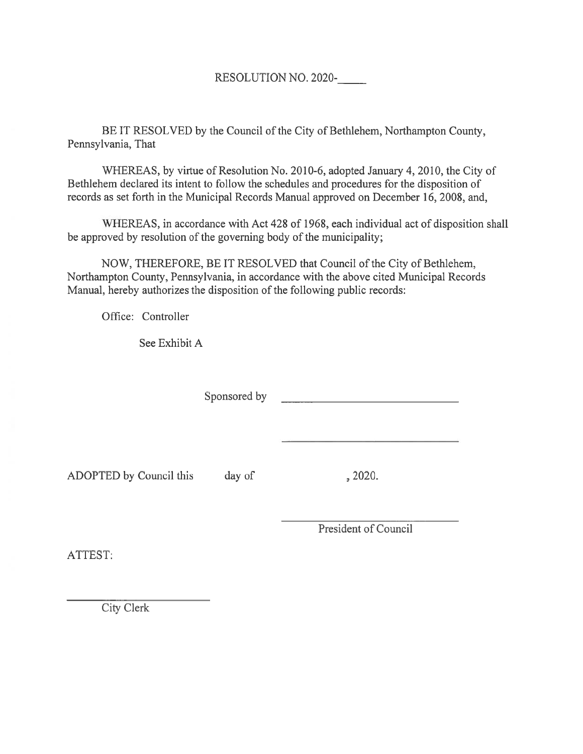RESOLUTION NO. 2020-\_\_\_\_\_

BE IT RESOLVED by the Council of the City of Bethlehem, Northampton County, Pennsylvania, That

WHEREAS, by virtue of Resolution No. 2010-6, adopted January 4, 2010, the City of Bethlehem declared its intent to follow the schedules and procedures for the disposition of records as set forth in the Municipal Records Manual approved on December 16, 2008, and,

WHEREAS, in accordance with Act 428 of 1968, each individual act of disposition shall be approved by resolution of the governing body of the municipality;

NOW, THEREFORE, BE IT RESOLVED that Council of the City of Bethlehem, Northampton County, Pennsylvania, in accordance with the above cited Municipal Records Manual, hereby authorizes the disposition of the following public records:

Office: Controller

See Exhibit A

Sponsored by \_\_\_\_\_\_\_\_\_\_\_\_\_\_\_\_\_\_\_\_\_\_\_\_\_\_\_\_\_\_

\_\_\_\_\_\_\_\_\_\_\_\_\_\_\_\_\_\_\_\_\_\_\_\_\_\_\_\_\_\_

ADOPTED by Council this day of , 2020.

\_\_\_\_\_\_\_\_\_\_\_\_\_\_\_\_\_\_\_\_\_\_\_\_\_\_\_\_\_\_

President of Council

ATTEST:

\_\_\_\_\_\_\_\_\_\_\_\_\_\_\_\_\_\_\_\_\_\_\_\_\_\_\_\_\_\_

City Clerk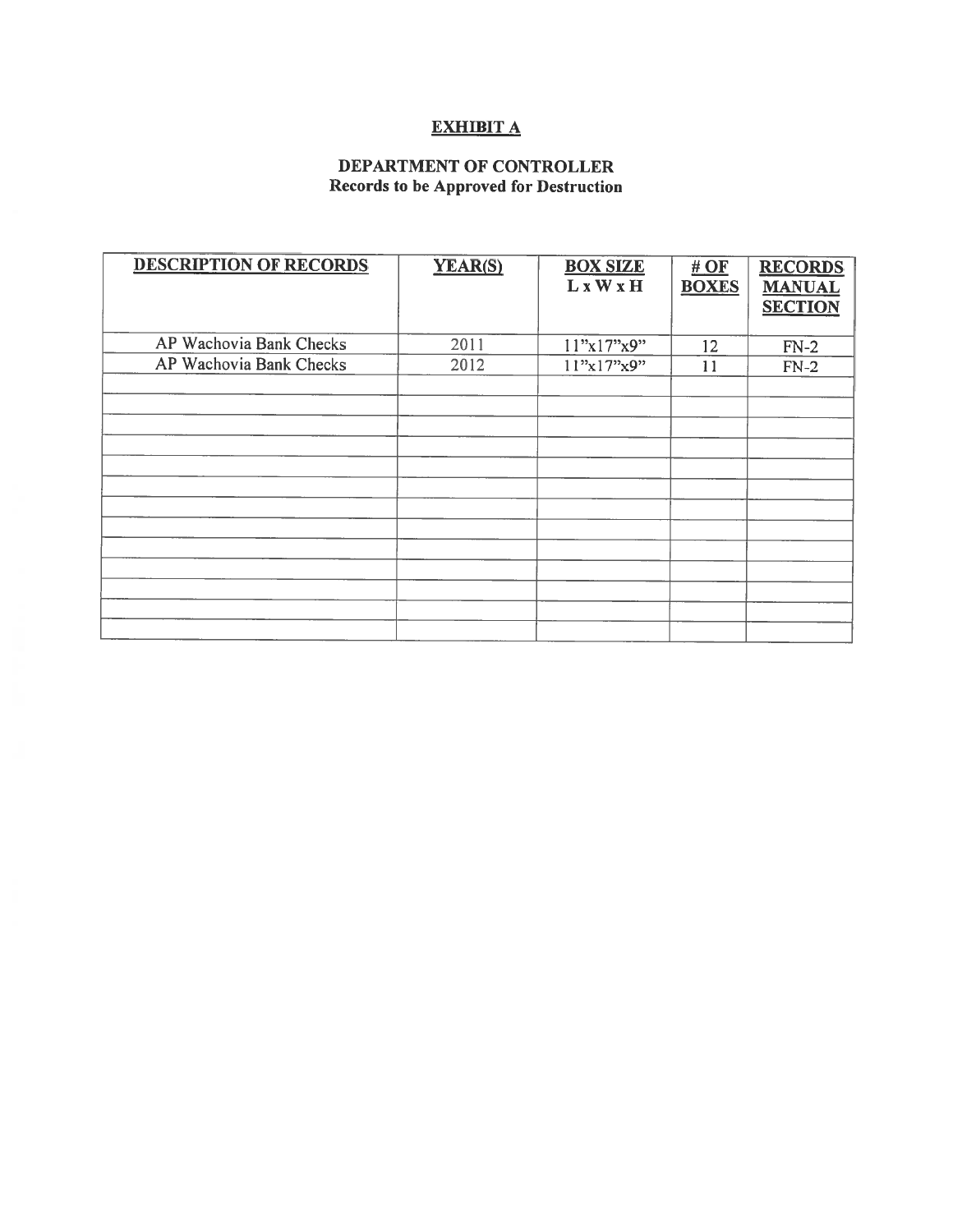# EXHIBIT A

## DEPARTMENT OF CONTROLLER
### Records to be Approved for Destruction

| DESCRIPTION OF RECORDS | YEAR(S) | BOX SIZE L x W x H | # OF BOXES | RECORDS MANUAL SECTION |
|---|---|---|---|---|
| AP Wachovia Bank Checks | 2011 | 11"x17"x9" | 12 | FN-2 |
| AP Wachovia Bank Checks | 2012 | 11"x17"x9" | 11 | FN-2 |
| | | | | |
| | | | | |
| | | | | |
| | | | | |
| | | | | |
| | | | | |
| | | | | |
| | | | | |
| | | | | |
| | | | | |
| | | | | |
| | | | | |
| | | | | |